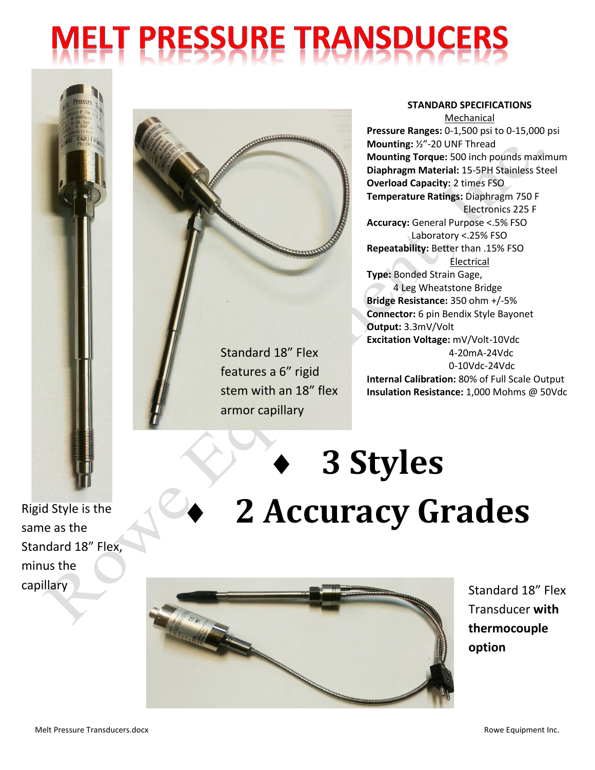# MELT PRESSURE TRANSDUCERS

Standard 18" Flex features a 6" rigid stem with an 18" flex armor capillary

## STANDARD SPECIFICATIONS

### Mechanical

**Pressure Ranges:** 0-1,500 psi to 0-15,000 psi
**Mounting:** ½"-20 UNF Thread
**Mounting Torque:** 500 inch pounds maximum
**Diaphragm Material:** 15-5PH Stainless Steel
**Overload Capacity:** 2 times FSO
**Temperature Ratings:** Diaphragm 750 F
Electronics 225 F
**Accuracy:** General Purpose <.5% FSO
Laboratory <.25% FSO
**Repeatability:** Better than .15% FSO

### Electrical

**Type:** Bonded Strain Gage,
4 Leg Wheatstone Bridge
**Bridge Resistance:** 350 ohm +/-5%
**Connector:** 6 pin Bendix Style Bayonet
**Output:** 3.3mV/Volt
**Excitation Voltage:** mV/Volt-10Vdc
4-20mA-24Vdc
0-10Vdc-24Vdc
**Internal Calibration:** 80% of Full Scale Output
**Insulation Resistance:** 1,000 Mohms @ 50Vdc

Rigid Style is the same as the Standard 18" Flex, minus the capillary

# ♦ 3 Styles

# ♦ 2 Accuracy Grades

Standard 18" Flex Transducer **with thermocouple option**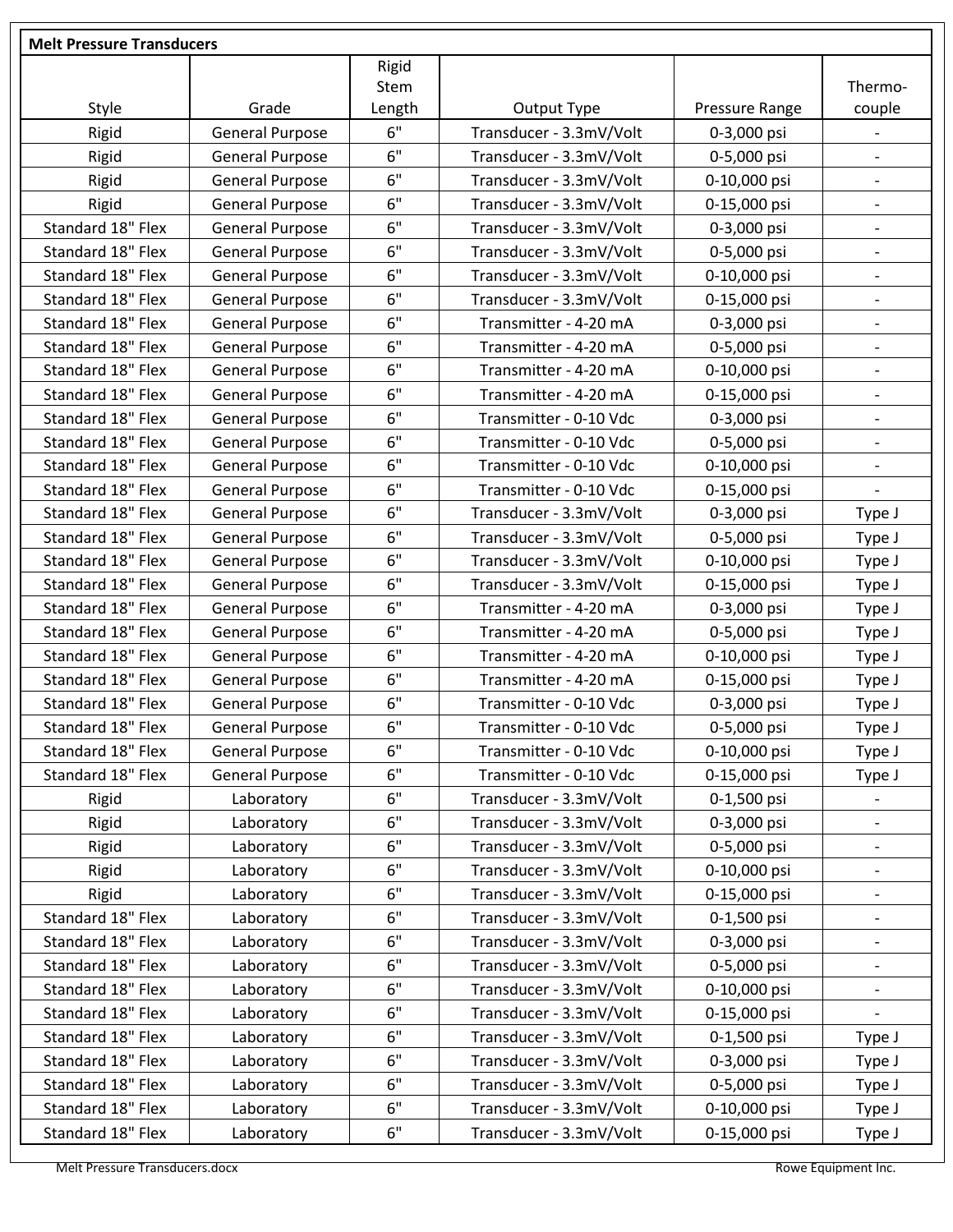| Melt Pressure Transducers | | | | | |
|---|---|---|---|---|---|
| Style | Grade | Rigid Stem Length | Output Type | Pressure Range | Thermo-couple |
| Rigid | General Purpose | 6" | Transducer - 3.3mV/Volt | 0-3,000 psi | - |
| Rigid | General Purpose | 6" | Transducer - 3.3mV/Volt | 0-5,000 psi | - |
| Rigid | General Purpose | 6" | Transducer - 3.3mV/Volt | 0-10,000 psi | - |
| Rigid | General Purpose | 6" | Transducer - 3.3mV/Volt | 0-15,000 psi | - |
| Standard 18" Flex | General Purpose | 6" | Transducer - 3.3mV/Volt | 0-3,000 psi | - |
| Standard 18" Flex | General Purpose | 6" | Transducer - 3.3mV/Volt | 0-5,000 psi | - |
| Standard 18" Flex | General Purpose | 6" | Transducer - 3.3mV/Volt | 0-10,000 psi | - |
| Standard 18" Flex | General Purpose | 6" | Transducer - 3.3mV/Volt | 0-15,000 psi | - |
| Standard 18" Flex | General Purpose | 6" | Transmitter - 4-20 mA | 0-3,000 psi | - |
| Standard 18" Flex | General Purpose | 6" | Transmitter - 4-20 mA | 0-5,000 psi | - |
| Standard 18" Flex | General Purpose | 6" | Transmitter - 4-20 mA | 0-10,000 psi | - |
| Standard 18" Flex | General Purpose | 6" | Transmitter - 4-20 mA | 0-15,000 psi | - |
| Standard 18" Flex | General Purpose | 6" | Transmitter - 0-10 Vdc | 0-3,000 psi | - |
| Standard 18" Flex | General Purpose | 6" | Transmitter - 0-10 Vdc | 0-5,000 psi | - |
| Standard 18" Flex | General Purpose | 6" | Transmitter - 0-10 Vdc | 0-10,000 psi | - |
| Standard 18" Flex | General Purpose | 6" | Transmitter - 0-10 Vdc | 0-15,000 psi | - |
| Standard 18" Flex | General Purpose | 6" | Transducer - 3.3mV/Volt | 0-3,000 psi | Type J |
| Standard 18" Flex | General Purpose | 6" | Transducer - 3.3mV/Volt | 0-5,000 psi | Type J |
| Standard 18" Flex | General Purpose | 6" | Transducer - 3.3mV/Volt | 0-10,000 psi | Type J |
| Standard 18" Flex | General Purpose | 6" | Transducer - 3.3mV/Volt | 0-15,000 psi | Type J |
| Standard 18" Flex | General Purpose | 6" | Transmitter - 4-20 mA | 0-3,000 psi | Type J |
| Standard 18" Flex | General Purpose | 6" | Transmitter - 4-20 mA | 0-5,000 psi | Type J |
| Standard 18" Flex | General Purpose | 6" | Transmitter - 4-20 mA | 0-10,000 psi | Type J |
| Standard 18" Flex | General Purpose | 6" | Transmitter - 4-20 mA | 0-15,000 psi | Type J |
| Standard 18" Flex | General Purpose | 6" | Transmitter - 0-10 Vdc | 0-3,000 psi | Type J |
| Standard 18" Flex | General Purpose | 6" | Transmitter - 0-10 Vdc | 0-5,000 psi | Type J |
| Standard 18" Flex | General Purpose | 6" | Transmitter - 0-10 Vdc | 0-10,000 psi | Type J |
| Standard 18" Flex | General Purpose | 6" | Transmitter - 0-10 Vdc | 0-15,000 psi | Type J |
| Rigid | Laboratory | 6" | Transducer - 3.3mV/Volt | 0-1,500 psi | - |
| Rigid | Laboratory | 6" | Transducer - 3.3mV/Volt | 0-3,000 psi | - |
| Rigid | Laboratory | 6" | Transducer - 3.3mV/Volt | 0-5,000 psi | - |
| Rigid | Laboratory | 6" | Transducer - 3.3mV/Volt | 0-10,000 psi | - |
| Rigid | Laboratory | 6" | Transducer - 3.3mV/Volt | 0-15,000 psi | - |
| Standard 18" Flex | Laboratory | 6" | Transducer - 3.3mV/Volt | 0-1,500 psi | - |
| Standard 18" Flex | Laboratory | 6" | Transducer - 3.3mV/Volt | 0-3,000 psi | - |
| Standard 18" Flex | Laboratory | 6" | Transducer - 3.3mV/Volt | 0-5,000 psi | - |
| Standard 18" Flex | Laboratory | 6" | Transducer - 3.3mV/Volt | 0-10,000 psi | - |
| Standard 18" Flex | Laboratory | 6" | Transducer - 3.3mV/Volt | 0-15,000 psi | - |
| Standard 18" Flex | Laboratory | 6" | Transducer - 3.3mV/Volt | 0-1,500 psi | Type J |
| Standard 18" Flex | Laboratory | 6" | Transducer - 3.3mV/Volt | 0-3,000 psi | Type J |
| Standard 18" Flex | Laboratory | 6" | Transducer - 3.3mV/Volt | 0-5,000 psi | Type J |
| Standard 18" Flex | Laboratory | 6" | Transducer - 3.3mV/Volt | 0-10,000 psi | Type J |
| Standard 18" Flex | Laboratory | 6" | Transducer - 3.3mV/Volt | 0-15,000 psi | Type J |